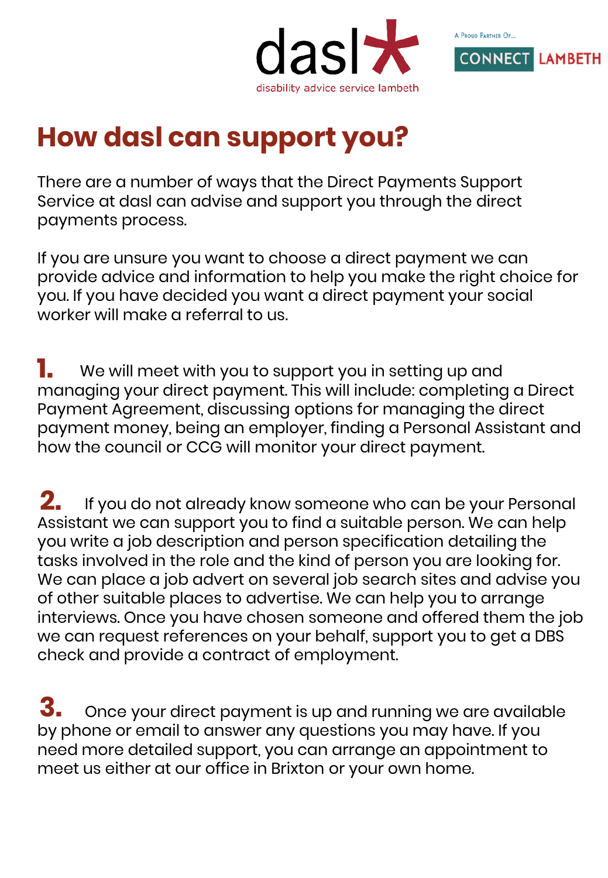dasl
disability advice service lambeth

A Proud Partner Of... CONNECT LAMBETH

# How dasl can support you?

There are a number of ways that the Direct Payments Support Service at dasl can advise and support you through the direct payments process.

If you are unsure you want to choose a direct payment we can provide advice and information to help you make the right choice for you. If you have decided you want a direct payment your social worker will make a referral to us.

**1.** We will meet with you to support you in setting up and managing your direct payment. This will include: completing a Direct Payment Agreement, discussing options for managing the direct payment money, being an employer, finding a Personal Assistant and how the council or CCG will monitor your direct payment.

**2.** If you do not already know someone who can be your Personal Assistant we can support you to find a suitable person. We can help you write a job description and person specification detailing the tasks involved in the role and the kind of person you are looking for. We can place a job advert on several job search sites and advise you of other suitable places to advertise. We can help you to arrange interviews. Once you have chosen someone and offered them the job we can request references on your behalf, support you to get a DBS check and provide a contract of employment.

**3.** Once your direct payment is up and running we are available by phone or email to answer any questions you may have. If you need more detailed support, you can arrange an appointment to meet us either at our office in Brixton or your own home.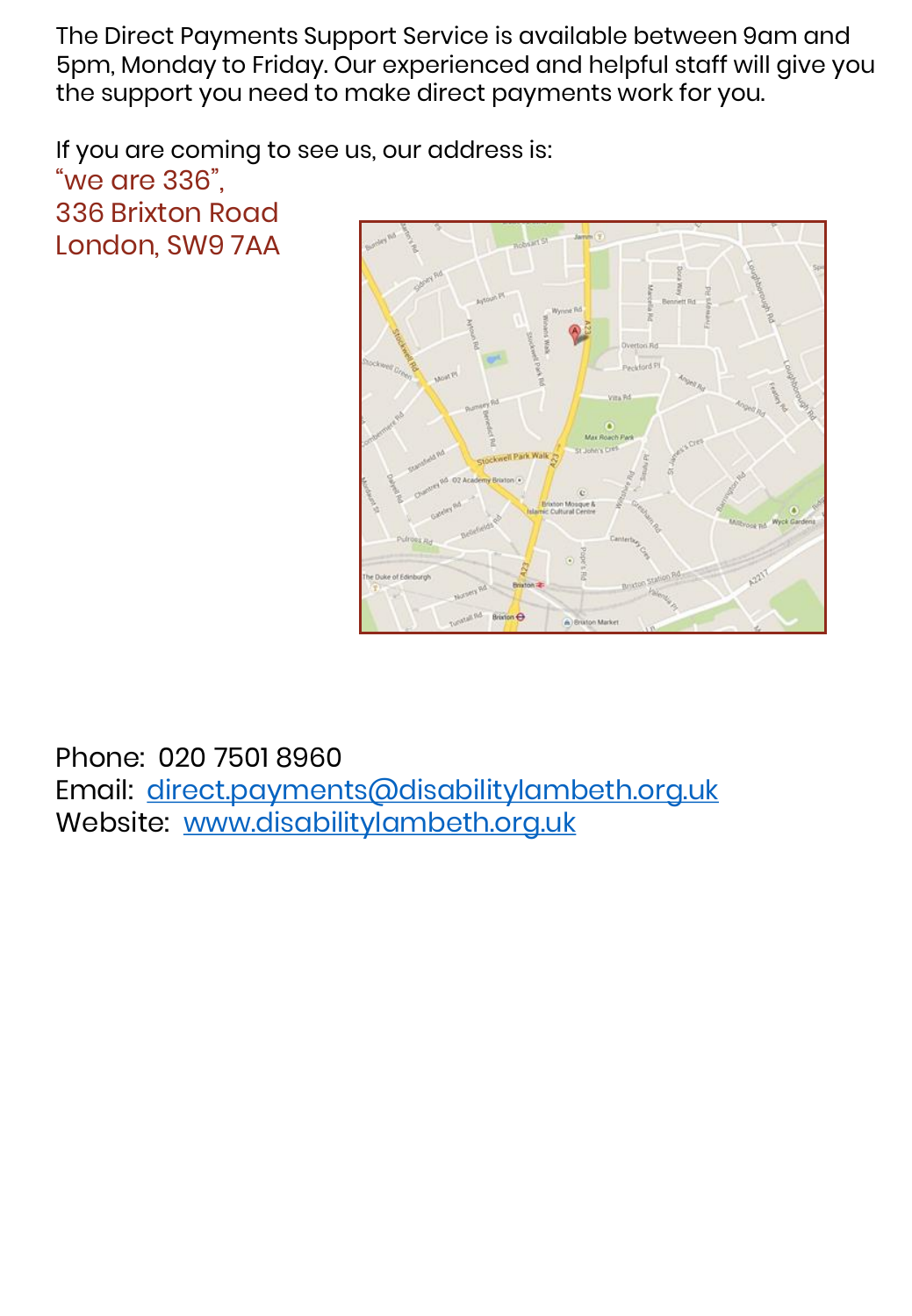The Direct Payments Support Service is available between 9am and 5pm, Monday to Friday. Our experienced and helpful staff will give you the support you need to make direct payments work for you.

If you are coming to see us, our address is:

"we are 336",
336 Brixton Road
London, SW9 7AA

Phone: 020 7501 8960
Email: direct.payments@disabilitylambeth.org.uk
Website: www.disabilitylambeth.org.uk